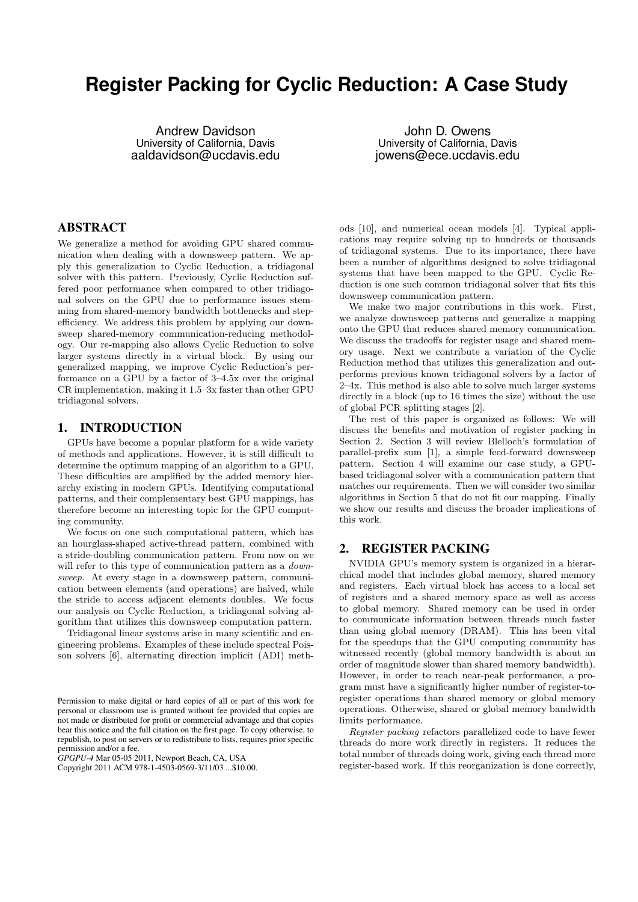# Register Packing for Cyclic Reduction: A Case Study

Andrew Davidson
University of California, Davis
aaldavidson@ucdavis.edu

John D. Owens
University of California, Davis
jowens@ece.ucdavis.edu

## ABSTRACT

We generalize a method for avoiding GPU shared communication when dealing with a downsweep pattern. We apply this generalization to Cyclic Reduction, a tridiagonal solver with this pattern. Previously, Cyclic Reduction suffered poor performance when compared to other tridiagonal solvers on the GPU due to performance issues stemming from shared-memory bandwidth bottlenecks and step-efficiency. We address this problem by applying our downsweep shared-memory communication-reducing methodology. Our re-mapping also allows Cyclic Reduction to solve larger systems directly in a virtual block. By using our generalized mapping, we improve Cyclic Reduction's performance on a GPU by a factor of 3–4.5x over the original CR implementation, making it 1.5–3x faster than other GPU tridiagonal solvers.

## 1. INTRODUCTION

GPUs have become a popular platform for a wide variety of methods and applications. However, it is still difficult to determine the optimum mapping of an algorithm to a GPU. These difficulties are amplified by the added memory hierarchy existing in modern GPUs. Identifying computational patterns, and their complementary best GPU mappings, has therefore become an interesting topic for the GPU computing community.

We focus on one such computational pattern, which has an hourglass-shaped active-thread pattern, combined with a stride-doubling communication pattern. From now on we will refer to this type of communication pattern as a *downsweep*. At every stage in a downsweep pattern, communication between elements (and operations) are halved, while the stride to access adjacent elements doubles. We focus our analysis on Cyclic Reduction, a tridiagonal solving algorithm that utilizes this downsweep computation pattern.

Tridiagonal linear systems arise in many scientific and engineering problems. Examples of these include spectral Poisson solvers [6], alternating direction implicit (ADI) methods [10], and numerical ocean models [4]. Typical applications may require solving up to hundreds or thousands of tridiagonal systems. Due to its importance, there have been a number of algorithms designed to solve tridiagonal systems that have been mapped to the GPU. Cyclic Reduction is one such common tridiagonal solver that fits this downsweep communication pattern.

We make two major contributions in this work. First, we analyze downsweep patterns and generalize a mapping onto the GPU that reduces shared memory communication. We discuss the tradeoffs for register usage and shared memory usage. Next we contribute a variation of the Cyclic Reduction method that utilizes this generalization and outperforms previous known tridiagonal solvers by a factor of 2–4x. This method is also able to solve much larger systems directly in a block (up to 16 times the size) without the use of global PCR splitting stages [2].

The rest of this paper is organized as follows: We will discuss the benefits and motivation of register packing in Section 2. Section 3 will review Blelloch's formulation of parallel-prefix sum [1], a simple feed-forward downsweep pattern. Section 4 will examine our case study, a GPU-based tridiagonal solver with a communication pattern that matches our requirements. Then we will consider two similar algorithms in Section 5 that do not fit our mapping. Finally we show our results and discuss the broader implications of this work.

## 2. REGISTER PACKING

NVIDIA GPU's memory system is organized in a hierarchical model that includes global memory, shared memory and registers. Each virtual block has access to a local set of registers and a shared memory space as well as access to global memory. Shared memory can be used in order to communicate information between threads much faster than using global memory (DRAM). This has been vital for the speedups that the GPU computing community has witnessed recently (global memory bandwidth is about an order of magnitude slower than shared memory bandwidth). However, in order to reach near-peak performance, a program must have a significantly higher number of register-to-register operations than shared memory or global memory operations. Otherwise, shared or global memory bandwidth limits performance.

*Register packing* refactors parallelized code to have fewer threads do more work directly in registers. It reduces the total number of threads doing work, giving each thread more register-based work. If this reorganization is done correctly,

Permission to make digital or hard copies of all or part of this work for personal or classroom use is granted without fee provided that copies are not made or distributed for profit or commercial advantage and that copies bear this notice and the full citation on the first page. To copy otherwise, to republish, to post on servers or to redistribute to lists, requires prior specific permission and/or a fee.
*GPGPU-4* Mar 05-05 2011, Newport Beach, CA, USA
Copyright 2011 ACM 978-1-4503-0569-3/11/03 ...$10.00.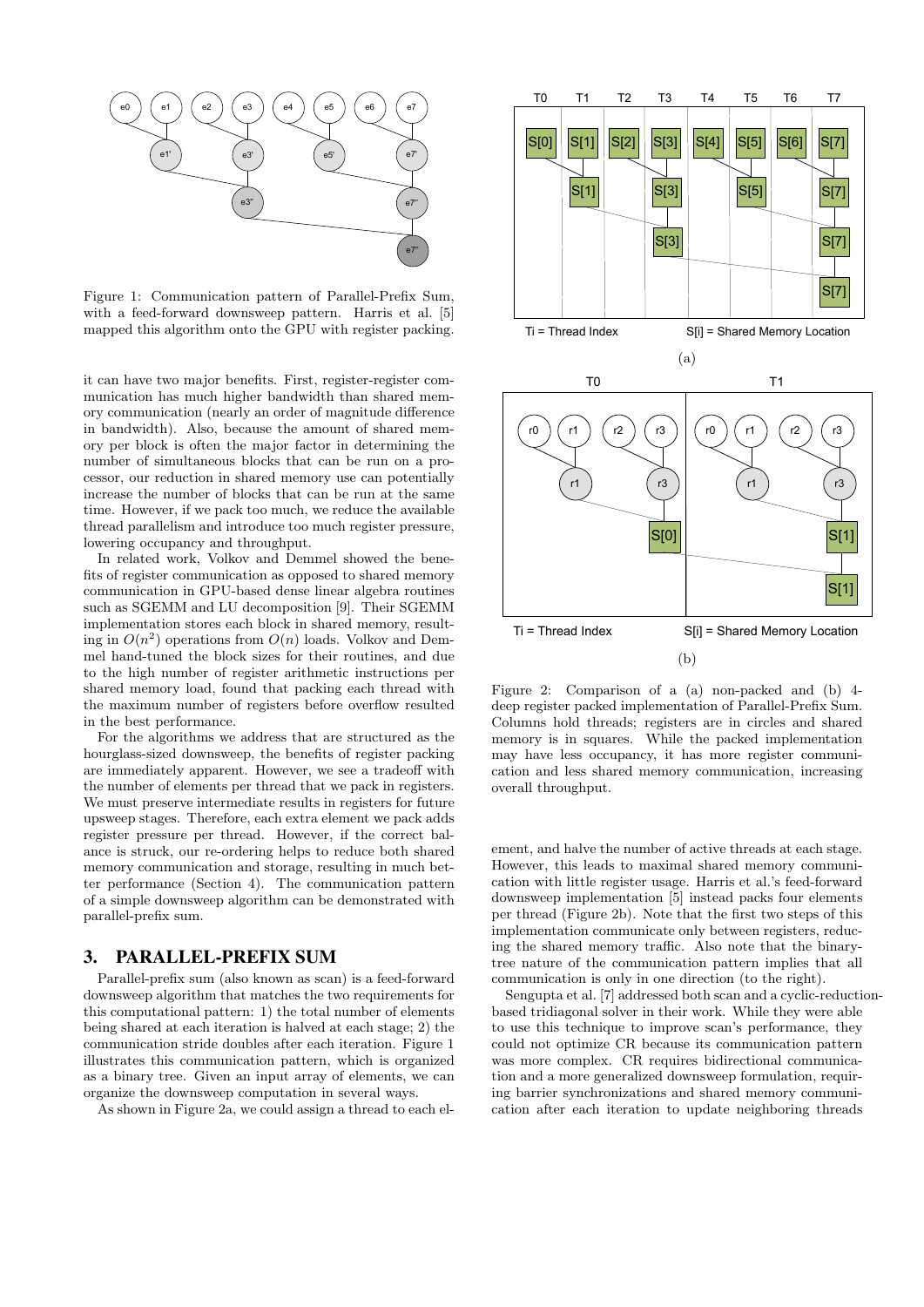Figure 1: Communication pattern of Parallel-Prefix Sum, with a feed-forward downsweep pattern. Harris et al. [5] mapped this algorithm onto the GPU with register packing.

it can have two major benefits. First, register-register communication has much higher bandwidth than shared memory communication (nearly an order of magnitude difference in bandwidth). Also, because the amount of shared memory per block is often the major factor in determining the number of simultaneous blocks that can be run on a processor, our reduction in shared memory use can potentially increase the number of blocks that can be run at the same time. However, if we pack too much, we reduce the available thread parallelism and introduce too much register pressure, lowering occupancy and throughput.

In related work, Volkov and Demmel showed the benefits of register communication as opposed to shared memory communication in GPU-based dense linear algebra routines such as SGEMM and LU decomposition [9]. Their SGEMM implementation stores each block in shared memory, resulting in $O(n^2)$ operations from $O(n)$ loads. Volkov and Demmel hand-tuned the block sizes for their routines, and due to the high number of register arithmetic instructions per shared memory load, found that packing each thread with the maximum number of registers before overflow resulted in the best performance.

For the algorithms we address that are structured as the hourglass-sized downsweep, the benefits of register packing are immediately apparent. However, we see a tradeoff with the number of elements per thread that we pack in registers. We must preserve intermediate results in registers for future upsweep stages. Therefore, each extra element we pack adds register pressure per thread. However, if the correct balance is struck, our re-ordering helps to reduce both shared memory communication and storage, resulting in much better performance (Section 4). The communication pattern of a simple downsweep algorithm can be demonstrated with parallel-prefix sum.

## 3. PARALLEL-PREFIX SUM

Parallel-prefix sum (also known as scan) is a feed-forward downsweep algorithm that matches the two requirements for this computational pattern: 1) the total number of elements being shared at each iteration is halved at each stage; 2) the communication stride doubles after each iteration. Figure 1 illustrates this communication pattern, which is organized as a binary tree. Given an input array of elements, we can organize the downsweep computation in several ways.

As shown in Figure 2a, we could assign a thread to each element, and halve the number of active threads at each stage. However, this leads to maximal shared memory communication with little register usage. Harris et al.'s feed-forward downsweep implementation [5] instead packs four elements per thread (Figure 2b). Note that the first two steps of this implementation communicate only between registers, reducing the shared memory traffic. Also note that the binary-tree nature of the communication pattern implies that all communication is only in one direction (to the right).

Figure 2: Comparison of a (a) non-packed and (b) 4-deep register packed implementation of Parallel-Prefix Sum. Columns hold threads; registers are in circles and shared memory is in squares. While the packed implementation may have less occupancy, it has more register communication and less shared memory communication, increasing overall throughput.

Sengupta et al. [7] addressed both scan and a cyclic-reduction-based tridiagonal solver in their work. While they were able to use this technique to improve scan's performance, they could not optimize CR because its communication pattern was more complex. CR requires bidirectional communication and a more generalized downsweep formulation, requiring barrier synchronizations and shared memory communication after each iteration to update neighboring threads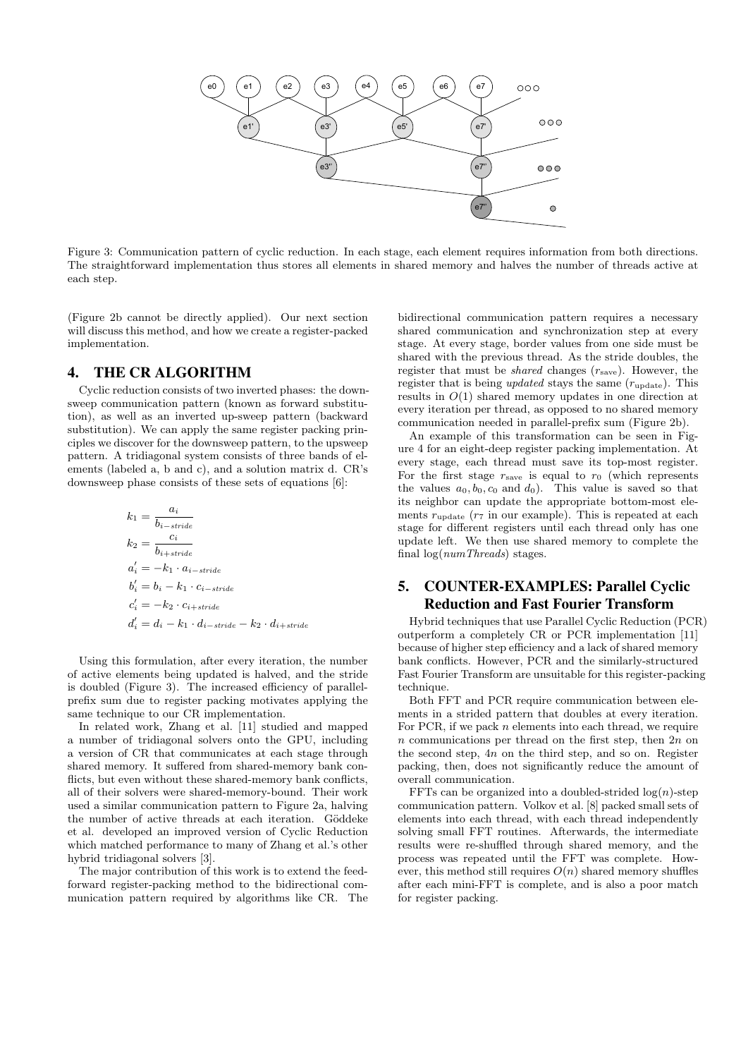Figure 3: Communication pattern of cyclic reduction. In each stage, each element requires information from both directions. The straightforward implementation thus stores all elements in shared memory and halves the number of threads active at each step.

(Figure 2b cannot be directly applied). Our next section will discuss this method, and how we create a register-packed implementation.

## 4. THE CR ALGORITHM

Cyclic reduction consists of two inverted phases: the downsweep communication pattern (known as forward substitution), as well as an inverted up-sweep pattern (backward substitution). We can apply the same register packing principles we discover for the downsweep pattern, to the upsweep pattern. A tridiagonal system consists of three bands of elements (labeled a, b and c), and a solution matrix d. CR's downsweep phase consists of these sets of equations [6]:

$$k_1 = \frac{a_i}{b_{i-stride}}$$

$$k_2 = \frac{c_i}{b_{i+stride}}$$

$$a_i' = -k_1 \cdot a_{i-stride}$$

$$b_i' = b_i - k_1 \cdot c_{i-stride}$$

$$c_i' = -k_2 \cdot c_{i+stride}$$

$$d_i' = d_i - k_1 \cdot d_{i-stride} - k_2 \cdot d_{i+stride}$$

Using this formulation, after every iteration, the number of active elements being updated is halved, and the stride is doubled (Figure 3). The increased efficiency of parallel-prefix sum due to register packing motivates applying the same technique to our CR implementation.

In related work, Zhang et al. [11] studied and mapped a number of tridiagonal solvers onto the GPU, including a version of CR that communicates at each stage through shared memory. It suffered from shared-memory bank conflicts, but even without these shared-memory bank conflicts, all of their solvers were shared-memory-bound. Their work used a similar communication pattern to Figure 2a, halving the number of active threads at each iteration. Göddeke et al. developed an improved version of Cyclic Reduction which matched performance to many of Zhang et al.'s other hybrid tridiagonal solvers [3].

The major contribution of this work is to extend the feed-forward register-packing method to the bidirectional communication pattern required by algorithms like CR. The bidirectional communication pattern requires a necessary shared communication and synchronization step at every stage. At every stage, border values from one side must be shared with the previous thread. As the stride doubles, the register that must be *shared* changes ($r_{\text{save}}$). However, the register that is being *updated* stays the same ($r_{\text{update}}$). This results in $O(1)$ shared memory updates in one direction at every iteration per thread, as opposed to no shared memory communication needed in parallel-prefix sum (Figure 2b).

An example of this transformation can be seen in Figure 4 for an eight-deep register packing implementation. At every stage, each thread must save its top-most register. For the first stage $r_{\text{save}}$ is equal to $r_0$ (which represents the values $a_0, b_0, c_0$ and $d_0$). This value is saved so that its neighbor can update the appropriate bottom-most elements $r_{\text{update}}$ ($r_7$ in our example). This is repeated at each stage for different registers until each thread only has one update left. We then use shared memory to complete the final $\log(numThreads)$ stages.

## 5. COUNTER-EXAMPLES: Parallel Cyclic Reduction and Fast Fourier Transform

Hybrid techniques that use Parallel Cyclic Reduction (PCR) outperform a completely CR or PCR implementation [11] because of higher step efficiency and a lack of shared memory bank conflicts. However, PCR and the similarly-structured Fast Fourier Transform are unsuitable for this register-packing technique.

Both FFT and PCR require communication between elements in a strided pattern that doubles at every iteration. For PCR, if we pack $n$ elements into each thread, we require $n$ communications per thread on the first step, then $2n$ on the second step, $4n$ on the third step, and so on. Register packing, then, does not significantly reduce the amount of overall communication.

FFTs can be organized into a doubled-strided $\log(n)$-step communication pattern. Volkov et al. [8] packed small sets of elements into each thread, with each thread independently solving small FFT routines. Afterwards, the intermediate results were re-shuffled through shared memory, and the process was repeated until the FFT was complete. However, this method still requires $O(n)$ shared memory shuffles after each mini-FFT is complete, and is also a poor match for register packing.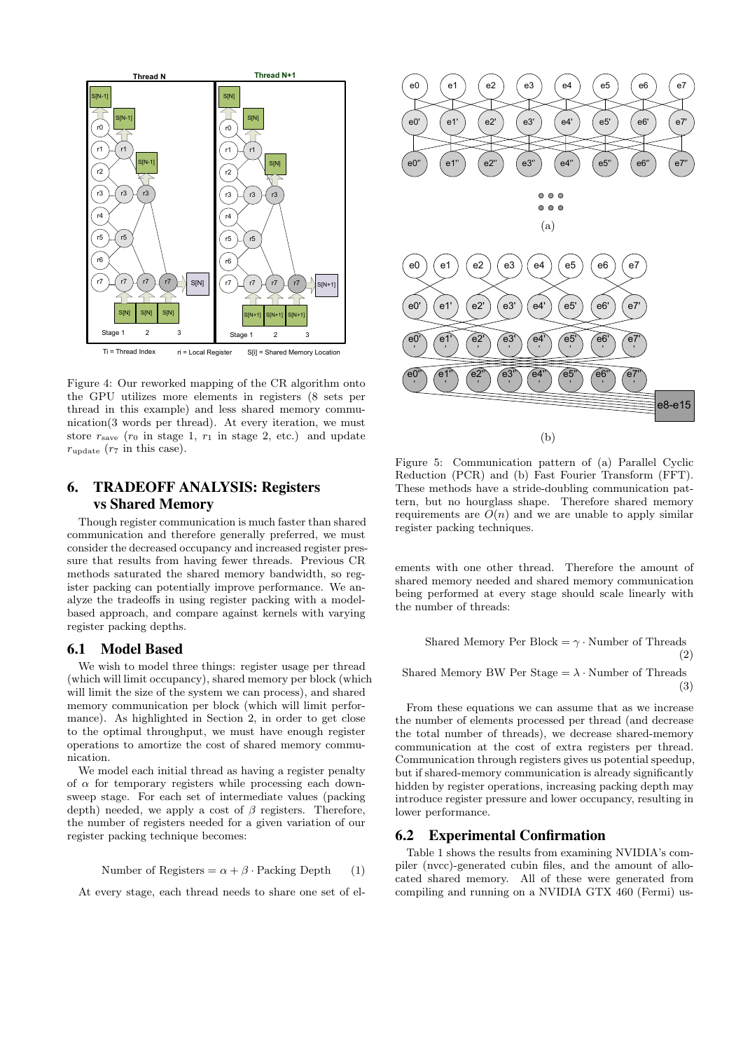Figure 4: Our reworked mapping of the CR algorithm onto the GPU utilizes more elements in registers (8 sets per thread in this example) and less shared memory communication(3 words per thread). At every iteration, we must store $r_{\text{save}}$ ($r_0$ in stage 1, $r_1$ in stage 2, etc.) and update $r_{\text{update}}$ ($r_7$ in this case).

## 6. TRADEOFF ANALYSIS: Registers vs Shared Memory

Though register communication is much faster than shared communication and therefore generally preferred, we must consider the decreased occupancy and increased register pressure that results from having fewer threads. Previous CR methods saturated the shared memory bandwidth, so register packing can potentially improve performance. We analyze the tradeoffs in using register packing with a model-based approach, and compare against kernels with varying register packing depths.

### 6.1 Model Based

We wish to model three things: register usage per thread (which will limit occupancy), shared memory per block (which will limit the size of the system we can process), and shared memory communication per block (which will limit performance). As highlighted in Section 2, in order to get close to the optimal throughput, we must have enough register operations to amortize the cost of shared memory communication.

We model each initial thread as having a register penalty of $\alpha$ for temporary registers while processing each downsweep stage. For each set of intermediate values (packing depth) needed, we apply a cost of $\beta$ registers. Therefore, the number of registers needed for a given variation of our register packing technique becomes:

$$\text{Number of Registers} = \alpha + \beta \cdot \text{Packing Depth} \quad (1)$$

At every stage, each thread needs to share one set of elements with one other thread. Therefore the amount of shared memory needed and shared memory communication being performed at every stage should scale linearly with the number of threads:

Figure 5: Communication pattern of (a) Parallel Cyclic Reduction (PCR) and (b) Fast Fourier Transform (FFT). These methods have a stride-doubling communication pattern, but no hourglass shape. Therefore shared memory requirements are $O(n)$ and we are unable to apply similar register packing techniques.

$$\text{Shared Memory Per Block} = \gamma \cdot \text{Number of Threads} \quad (2)$$

$$\text{Shared Memory BW Per Stage} = \lambda \cdot \text{Number of Threads} \quad (3)$$

From these equations we can assume that as we increase the number of elements processed per thread (and decrease the total number of threads), we decrease shared-memory communication at the cost of extra registers per thread. Communication through registers gives us potential speedup, but if shared-memory communication is already significantly hidden by register operations, increasing packing depth may introduce register pressure and lower occupancy, resulting in lower performance.

### 6.2 Experimental Confirmation

Table 1 shows the results from examining NVIDIA's compiler (nvcc)-generated cubin files, and the amount of allocated shared memory. All of these were generated from compiling and running on a NVIDIA GTX 460 (Fermi) us-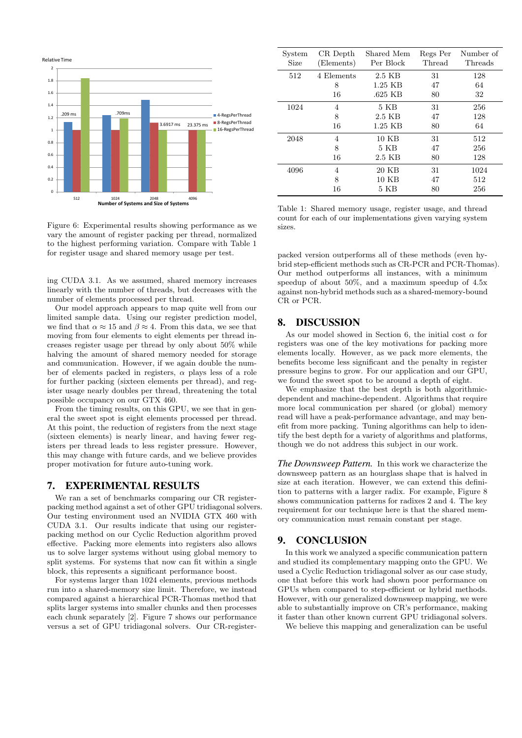Figure 6: Experimental results showing performance as we vary the amount of register packing per thread, normalized to the highest performing variation. Compare with Table 1 for register usage and shared memory usage per test.

| System Size | CR Depth (Elements) | Shared Mem Per Block | Regs Per Thread | Number of Threads |
|---|---|---|---|---|
| 512 | 4 Elements | 2.5 KB | 31 | 128 |
| | 8 | 1.25 KB | 47 | 64 |
| | 16 | .625 KB | 80 | 32 |
| 1024 | 4 | 5 KB | 31 | 256 |
| | 8 | 2.5 KB | 47 | 128 |
| | 16 | 1.25 KB | 80 | 64 |
| 2048 | 4 | 10 KB | 31 | 512 |
| | 8 | 5 KB | 47 | 256 |
| | 16 | 2.5 KB | 80 | 128 |
| 4096 | 4 | 20 KB | 31 | 1024 |
| | 8 | 10 KB | 47 | 512 |
| | 16 | 5 KB | 80 | 256 |

Table 1: Shared memory usage, register usage, and thread count for each of our implementations given varying system sizes.

ing CUDA 3.1. As we assumed, shared memory increases linearly with the number of threads, but decreases with the number of elements processed per thread.

Our model approach appears to map quite well from our limited sample data. Using our register prediction model, we find that $\alpha \approx 15$ and $\beta \approx 4$. From this data, we see that moving from four elements to eight elements per thread increases register usage per thread by only about 50% while halving the amount of shared memory needed for storage and communication. However, if we again double the number of elements packed in registers, $\alpha$ plays less of a role for further packing (sixteen elements per thread), and register usage nearly doubles per thread, threatening the total possible occupancy on our GTX 460.

From the timing results, on this GPU, we see that in general the sweet spot is eight elements processed per thread. At this point, the reduction of registers from the next stage (sixteen elements) is nearly linear, and having fewer registers per thread leads to less register pressure. However, this may change with future cards, and we believe provides proper motivation for future auto-tuning work.

## 7. EXPERIMENTAL RESULTS

We ran a set of benchmarks comparing our CR register-packing method against a set of other GPU tridiagonal solvers. Our testing environment used an NVIDIA GTX 460 with CUDA 3.1. Our results indicate that using our register-packing method on our Cyclic Reduction algorithm proved effective. Packing more elements into registers also allows us to solve larger systems without using global memory to split systems. For systems that now can fit within a single block, this represents a significant performance boost.

For systems larger than 1024 elements, previous methods run into a shared-memory size limit. Therefore, we instead compared against a hierarchical PCR-Thomas method that splits larger systems into smaller chunks and then processes each chunk separately [2]. Figure 7 shows our performance versus a set of GPU tridiagonal solvers. Our CR-register-packed version outperforms all of these methods (even hybrid step-efficient methods such as CR-PCR and PCR-Thomas). Our method outperforms all instances, with a minimum speedup of about 50%, and a maximum speedup of 4.5x against non-hybrid methods such as a shared-memory-bound CR or PCR.

## 8. DISCUSSION

As our model showed in Section 6, the initial cost $\alpha$ for registers was one of the key motivations for packing more elements locally. However, as we pack more elements, the benefits become less significant and the penalty in register pressure begins to grow. For our application and our GPU, we found the sweet spot to be around a depth of eight.

We emphasize that the best depth is both algorithmic-dependent and machine-dependent. Algorithms that require more local communication per shared (or global) memory read will have a peak-performance advantage, and may benefit from more packing. Tuning algorithms can help to identify the best depth for a variety of algorithms and platforms, though we do not address this subject in our work.

*The Downsweep Pattern.* In this work we characterize the downsweep pattern as an hourglass shape that is halved in size at each iteration. However, we can extend this definition to patterns with a larger radix. For example, Figure 8 shows communication patterns for radixes 2 and 4. The key requirement for our technique here is that the shared memory communication must remain constant per stage.

## 9. CONCLUSION

In this work we analyzed a specific communication pattern and studied its complementary mapping onto the GPU. We used a Cyclic Reduction tridiagonal solver as our case study, one that before this work had shown poor performance on GPUs when compared to step-efficient or hybrid methods. However, with our generalized downsweep mapping, we were able to substantially improve on CR's performance, making it faster than other known current GPU tridiagonal solvers.

We believe this mapping and generalization can be useful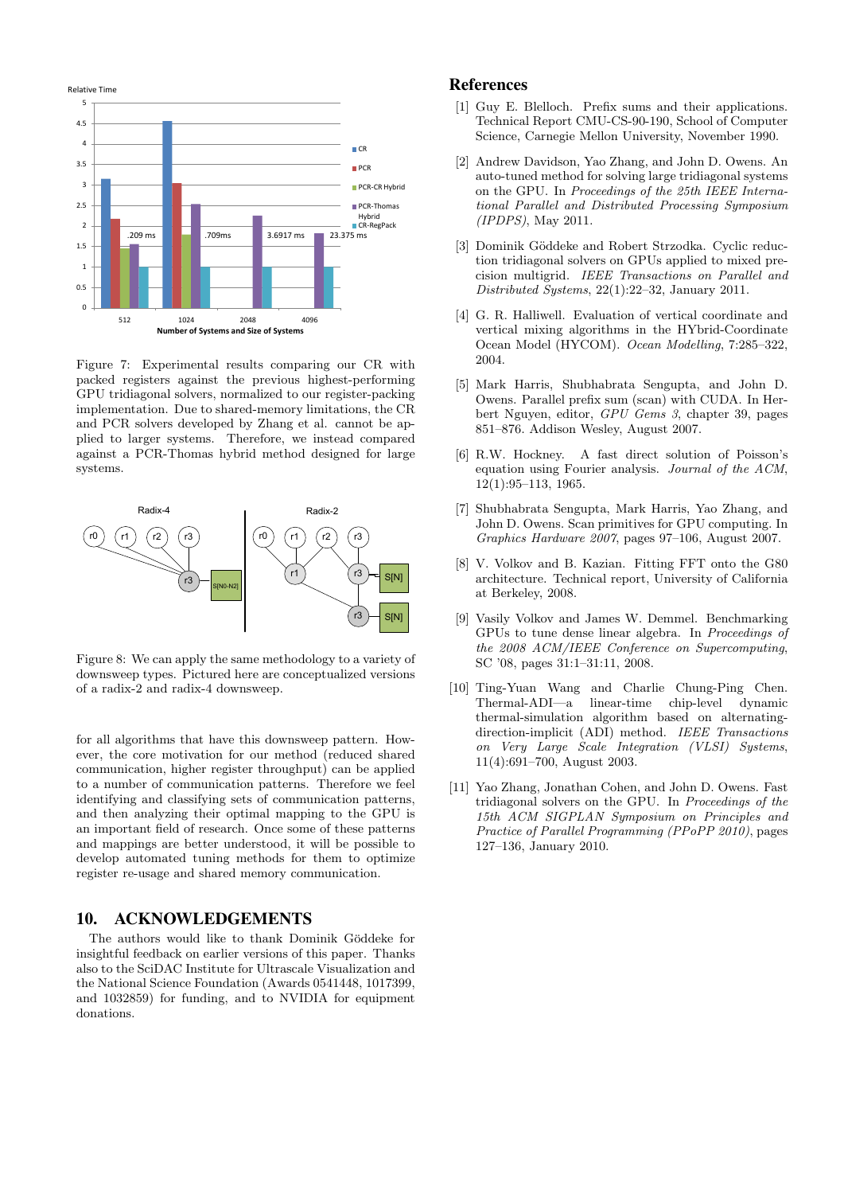Relative Time

5
4.5
4
3.5
3
2.5
2
1.5
1
0.5
0

.209 ms
.709ms
3.6917 ms
23.375 ms

512
1024
2048
4096

Number of Systems and Size of Systems

CR
PCR
PCR-CR Hybrid
PCR-Thomas Hybrid
CR-RegPack

Figure 7: Experimental results comparing our CR with packed registers against the previous highest-performing GPU tridiagonal solvers, normalized to our register-packing implementation. Due to shared-memory limitations, the CR and PCR solvers developed by Zhang et al. cannot be applied to larger systems. Therefore, we instead compared against a PCR-Thomas hybrid method designed for large systems.

Radix-4
r0 r1 r2 r3
r3
S[N0-N2]

Radix-2
r0 r1 r2 r3
r1 r3
S[N]
r3
S[N]

Figure 8: We can apply the same methodology to a variety of downsweep types. Pictured here are conceptualized versions of a radix-2 and radix-4 downsweep.

for all algorithms that have this downsweep pattern. However, the core motivation for our method (reduced shared communication, higher register throughput) can be applied to a number of communication patterns. Therefore we feel identifying and classifying sets of communication patterns, and then analyzing their optimal mapping to the GPU is an important field of research. Once some of these patterns and mappings are better understood, it will be possible to develop automated tuning methods for them to optimize register re-usage and shared memory communication.

## 10. ACKNOWLEDGEMENTS

The authors would like to thank Dominik Göddeke for insightful feedback on earlier versions of this paper. Thanks also to the SciDAC Institute for Ultrascale Visualization and the National Science Foundation (Awards 0541448, 1017399, and 1032859) for funding, and to NVIDIA for equipment donations.

## References

[1] Guy E. Blelloch. Prefix sums and their applications. Technical Report CMU-CS-90-190, School of Computer Science, Carnegie Mellon University, November 1990.

[2] Andrew Davidson, Yao Zhang, and John D. Owens. An auto-tuned method for solving large tridiagonal systems on the GPU. In *Proceedings of the 25th IEEE International Parallel and Distributed Processing Symposium (IPDPS)*, May 2011.

[3] Dominik Göddeke and Robert Strzodka. Cyclic reduction tridiagonal solvers on GPUs applied to mixed precision multigrid. *IEEE Transactions on Parallel and Distributed Systems*, 22(1):22–32, January 2011.

[4] G. R. Halliwell. Evaluation of vertical coordinate and vertical mixing algorithms in the HYbrid-Coordinate Ocean Model (HYCOM). *Ocean Modelling*, 7:285–322, 2004.

[5] Mark Harris, Shubhabrata Sengupta, and John D. Owens. Parallel prefix sum (scan) with CUDA. In Herbert Nguyen, editor, *GPU Gems 3*, chapter 39, pages 851–876. Addison Wesley, August 2007.

[6] R.W. Hockney. A fast direct solution of Poisson's equation using Fourier analysis. *Journal of the ACM*, 12(1):95–113, 1965.

[7] Shubhabrata Sengupta, Mark Harris, Yao Zhang, and John D. Owens. Scan primitives for GPU computing. In *Graphics Hardware 2007*, pages 97–106, August 2007.

[8] V. Volkov and B. Kazian. Fitting FFT onto the G80 architecture. Technical report, University of California at Berkeley, 2008.

[9] Vasily Volkov and James W. Demmel. Benchmarking GPUs to tune dense linear algebra. In *Proceedings of the 2008 ACM/IEEE Conference on Supercomputing*, SC '08, pages 31:1–31:11, 2008.

[10] Ting-Yuan Wang and Charlie Chung-Ping Chen. Thermal-ADI—a linear-time chip-level dynamic thermal-simulation algorithm based on alternating-direction-implicit (ADI) method. *IEEE Transactions on Very Large Scale Integration (VLSI) Systems*, 11(4):691–700, August 2003.

[11] Yao Zhang, Jonathan Cohen, and John D. Owens. Fast tridiagonal solvers on the GPU. In *Proceedings of the 15th ACM SIGPLAN Symposium on Principles and Practice of Parallel Programming (PPoPP 2010)*, pages 127–136, January 2010.